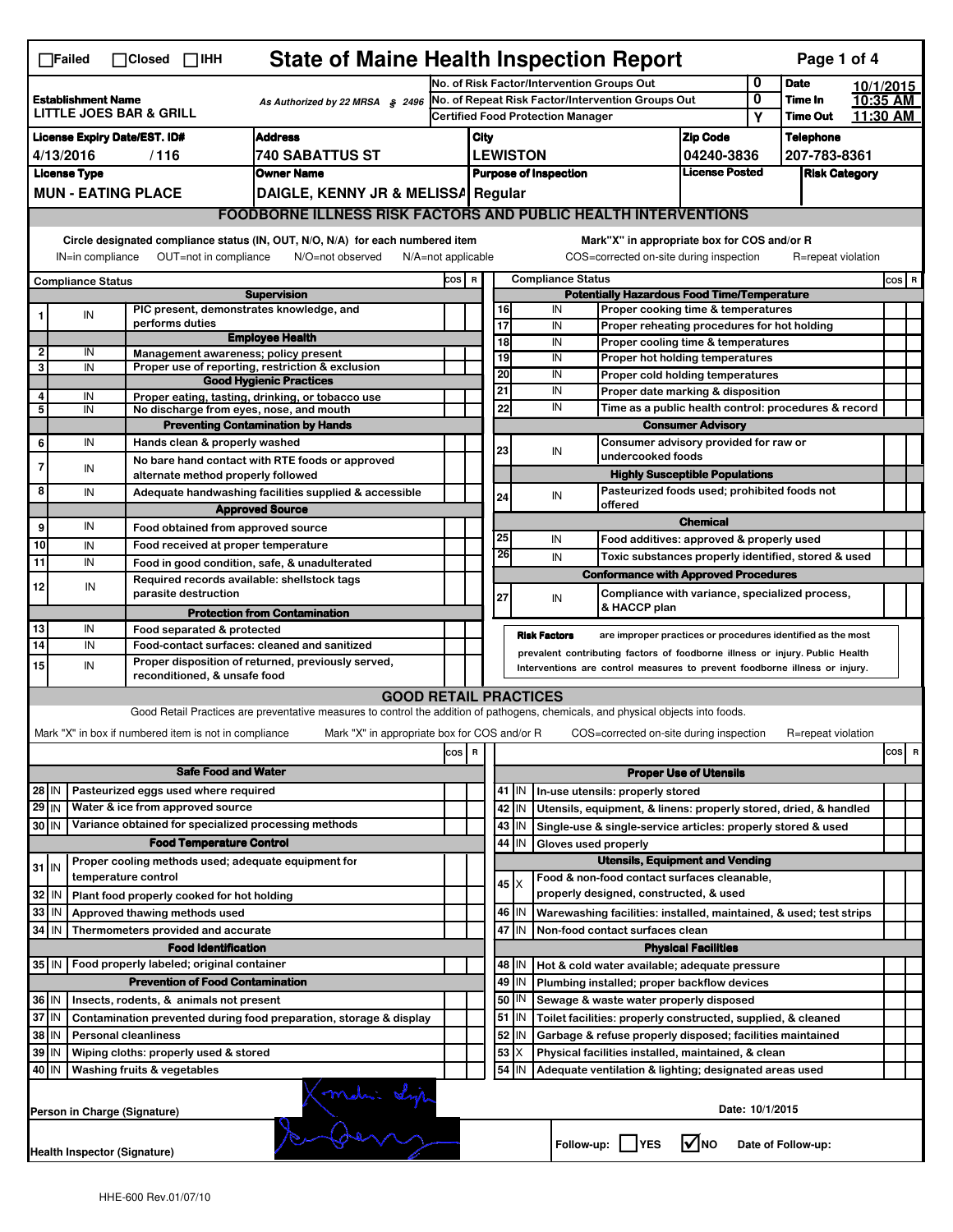☐Failed ☐Closed ☐IHH

# State of Maine Health Inspection Report

| | | | |
|---|---|---|---|
| **Establishment Name** LITTLE JOES BAR & GRILL | As Authorized by 22 MRSA § 2496 | No. of Risk Factor/Intervention Groups Out: 0 | **Date** 10/1/2015 |
| | | No. of Repeat Risk Factor/Intervention Groups Out: 0 | **Time In** 10:35 AM |
| | | Certified Food Protection Manager: Y | **Time Out** 11:30 AM |

| License Expiry Date/EST. ID# | Address | City | Zip Code | Telephone |
|---|---|---|---|---|
| 4/13/2016 / 116 | 740 SABATTUS ST | LEWISTON | 04240-3836 | 207-783-8361 |

| License Type | Owner Name | Purpose of Inspection | License Posted | Risk Category |
|---|---|---|---|---|
| MUN - EATING PLACE | DAIGLE, KENNY JR & MELISSA | Regular | | |

## FOODBORNE ILLNESS RISK FACTORS AND PUBLIC HEALTH INTERVENTIONS

Circle designated compliance status (IN, OUT, N/O, N/A) for each numbered item. IN=in compliance OUT=not in compliance N/O=not observed N/A=not applicable

Mark "X" in appropriate box for COS and/or R. COS=corrected on-site during inspection R=repeat violation

| # | Compliance Status | Item | COS | R |
|---|---|---|---|---|
| | | **Supervision** | | |
| 1 | IN | PIC present, demonstrates knowledge, and performs duties | | |
| | | **Employee Health** | | |
| 2 | IN | Management awareness; policy present | | |
| 3 | IN | Proper use of reporting, restriction & exclusion | | |
| | | **Good Hygienic Practices** | | |
| 4 | IN | Proper eating, tasting, drinking, or tobacco use | | |
| 5 | IN | No discharge from eyes, nose, and mouth | | |
| | | **Preventing Contamination by Hands** | | |
| 6 | IN | Hands clean & properly washed | | |
| 7 | IN | No bare hand contact with RTE foods or approved alternate method properly followed | | |
| 8 | IN | Adequate handwashing facilities supplied & accessible | | |
| | | **Approved Source** | | |
| 9 | IN | Food obtained from approved source | | |
| 10 | IN | Food received at proper temperature | | |
| 11 | IN | Food in good condition, safe, & unadulterated | | |
| 12 | IN | Required records available: shellstock tags parasite destruction | | |
| | | **Protection from Contamination** | | |
| 13 | IN | Food separated & protected | | |
| 14 | IN | Food-contact surfaces: cleaned and sanitized | | |
| 15 | IN | Proper disposition of returned, previously served, reconditioned, & unsafe food | | |
| | | **Potentially Hazardous Food Time/Temperature** | | |
| 16 | IN | Proper cooking time & temperatures | | |
| 17 | IN | Proper reheating procedures for hot holding | | |
| 18 | IN | Proper cooling time & temperatures | | |
| 19 | IN | Proper hot holding temperatures | | |
| 20 | IN | Proper cold holding temperatures | | |
| 21 | IN | Proper date marking & disposition | | |
| 22 | IN | Time as a public health control: procedures & record | | |
| | | **Consumer Advisory** | | |
| 23 | IN | Consumer advisory provided for raw or undercooked foods | | |
| | | **Highly Susceptible Populations** | | |
| 24 | IN | Pasteurized foods used; prohibited foods not offered | | |
| | | **Chemical** | | |
| 25 | IN | Food additives: approved & properly used | | |
| 26 | IN | Toxic substances properly identified, stored & used | | |
| | | **Conformance with Approved Procedures** | | |
| 27 | IN | Compliance with variance, specialized process, & HACCP plan | | |

**Risk Factors** are improper practices or procedures identified as the most prevalent contributing factors of foodborne illness or injury. Public Health Interventions are control measures to prevent foodborne illness or injury.

## GOOD RETAIL PRACTICES

Good Retail Practices are preventative measures to control the addition of pathogens, chemicals, and physical objects into foods.

Mark "X" in box if numbered item is not in compliance. Mark "X" in appropriate box for COS and/or R. COS=corrected on-site during inspection R=repeat violation

| # | Status | Item | COS | R |
|---|---|---|---|---|
| | | **Safe Food and Water** | | |
| 28 | IN | Pasteurized eggs used where required | | |
| 29 | IN | Water & ice from approved source | | |
| 30 | IN | Variance obtained for specialized processing methods | | |
| | | **Food Temperature Control** | | |
| 31 | IN | Proper cooling methods used; adequate equipment for temperature control | | |
| 32 | IN | Plant food properly cooked for hot holding | | |
| 33 | IN | Approved thawing methods used | | |
| 34 | IN | Thermometers provided and accurate | | |
| | | **Food Identification** | | |
| 35 | IN | Food properly labeled; original container | | |
| | | **Prevention of Food Contamination** | | |
| 36 | IN | Insects, rodents, & animals not present | | |
| 37 | IN | Contamination prevented during food preparation, storage & display | | |
| 38 | IN | Personal cleanliness | | |
| 39 | IN | Wiping cloths: properly used & stored | | |
| 40 | IN | Washing fruits & vegetables | | |
| | | **Proper Use of Utensils** | | |
| 41 | IN | In-use utensils: properly stored | | |
| 42 | IN | Utensils, equipment, & linens: properly stored, dried, & handled | | |
| 43 | IN | Single-use & single-service articles: properly stored & used | | |
| 44 | IN | Gloves used properly | | |
| | | **Utensils, Equipment and Vending** | | |
| 45 | X | Food & non-food contact surfaces cleanable, properly designed, constructed, & used | | |
| 46 | IN | Warewashing facilities: installed, maintained, & used; test strips | | |
| 47 | IN | Non-food contact surfaces clean | | |
| | | **Physical Facilities** | | |
| 48 | IN | Hot & cold water available; adequate pressure | | |
| 49 | IN | Plumbing installed; proper backflow devices | | |
| 50 | IN | Sewage & waste water properly disposed | | |
| 51 | IN | Toilet facilities: properly constructed, supplied, & cleaned | | |
| 52 | IN | Garbage & refuse properly disposed; facilities maintained | | |
| 53 | X | Physical facilities installed, maintained, & clean | | |
| 54 | IN | Adequate ventilation & lighting; designated areas used | | |

Person in Charge (Signature): [signature]

Date: 10/1/2015

Health Inspector (Signature): [signature]

Follow-up: ☐ YES ☑ NO Date of Follow-up:

HHE-600 Rev.01/07/10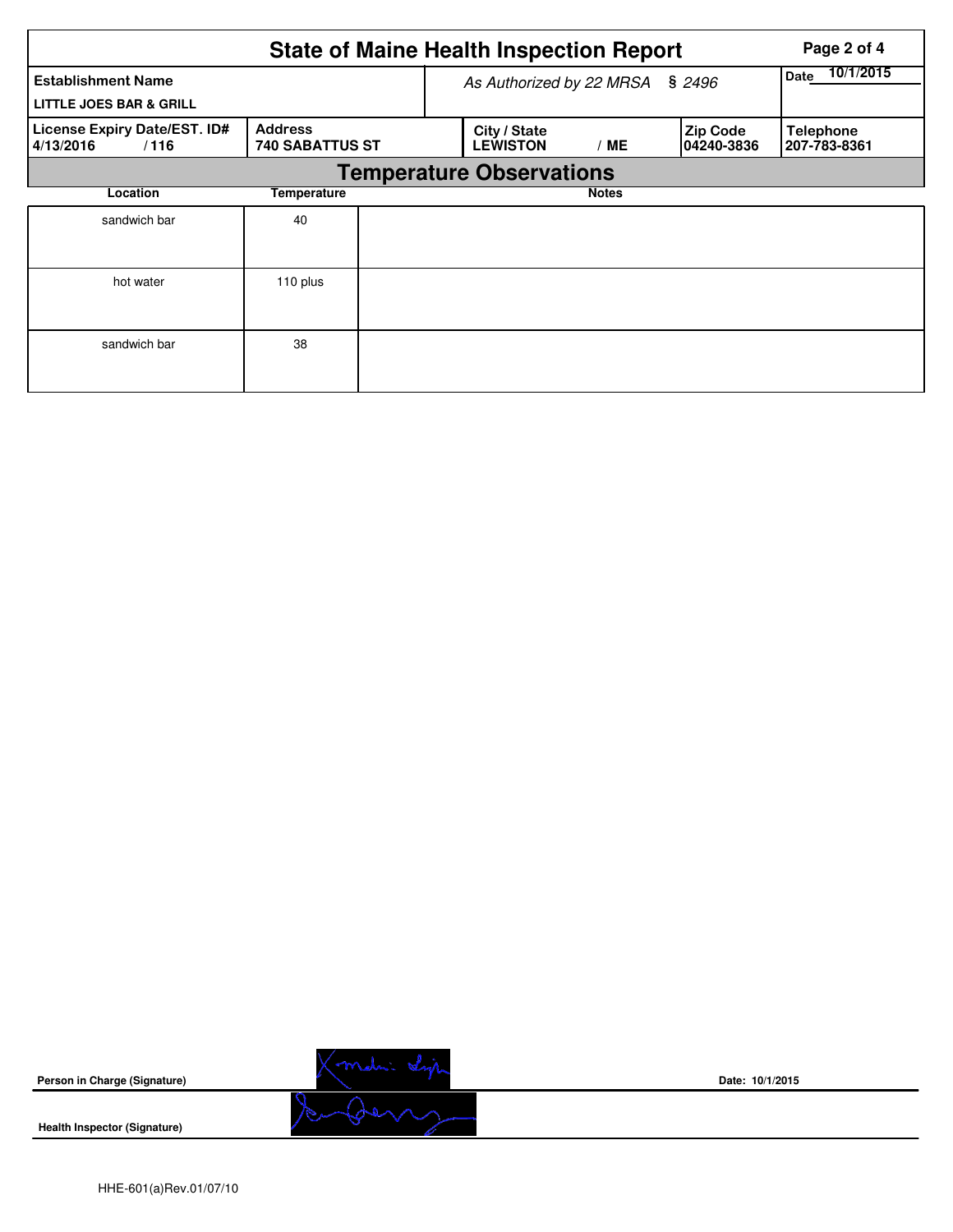# State of Maine Health Inspection Report

| Establishment Name | As Authorized by 22 MRSA § 2496 | Date 10/1/2015 |
|---|---|---|
| LITTLE JOES BAR & GRILL | | |

| License Expiry Date/EST. ID# | Address | City / State | Zip Code | Telephone |
|---|---|---|---|---|
| 4/13/2016 / 116 | 740 SABATTUS ST | LEWISTON / ME | 04240-3836 | 207-783-8361 |

## Temperature Observations

| Location | Temperature | Notes |
|---|---|---|
| sandwich bar | 40 | |
| hot water | 110 plus | |
| sandwich bar | 38 | |

**Person in Charge (Signature)** Date: 10/1/2015

**Health Inspector (Signature)**

HHE-601(a)Rev.01/07/10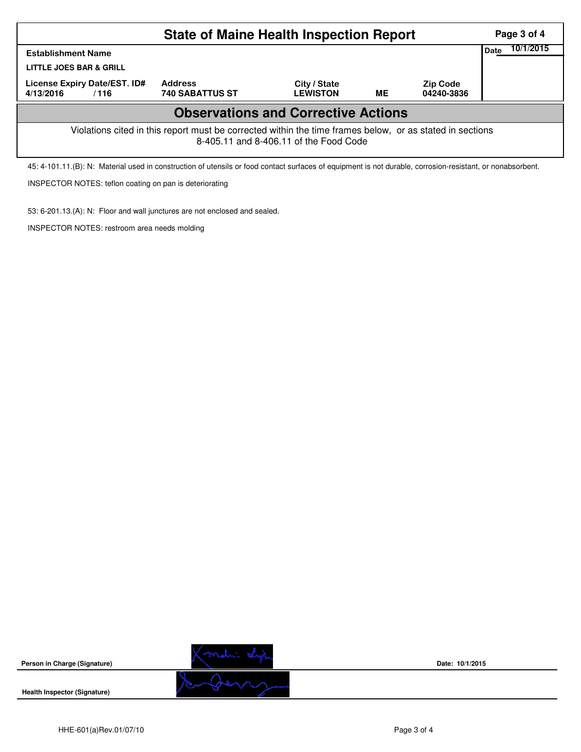# State of Maine Health Inspection Report

| Establishment Name | | | | | Date 10/1/2015 |
|---|---|---|---|---|---|
| LITTLE JOES BAR & GRILL | | | | | |
| License Expiry Date/EST. ID# | Address | City / State | | Zip Code | |
| 4/13/2016 / 116 | 740 SABATTUS ST | LEWISTON | ME | 04240-3836 | |

## Observations and Corrective Actions

Violations cited in this report must be corrected within the time frames below, or as stated in sections 8-405.11 and 8-406.11 of the Food Code

45: 4-101.11.(B): N: Material used in construction of utensils or food contact surfaces of equipment is not durable, corrosion-resistant, or nonabsorbent.

INSPECTOR NOTES: teflon coating on pan is deteriorating

53: 6-201.13.(A): N: Floor and wall junctures are not enclosed and sealed.

INSPECTOR NOTES: restroom area needs molding

**Person in Charge (Signature)** Date: 10/1/2015

**Health Inspector (Signature)**

HHE-601(a)Rev.01/07/10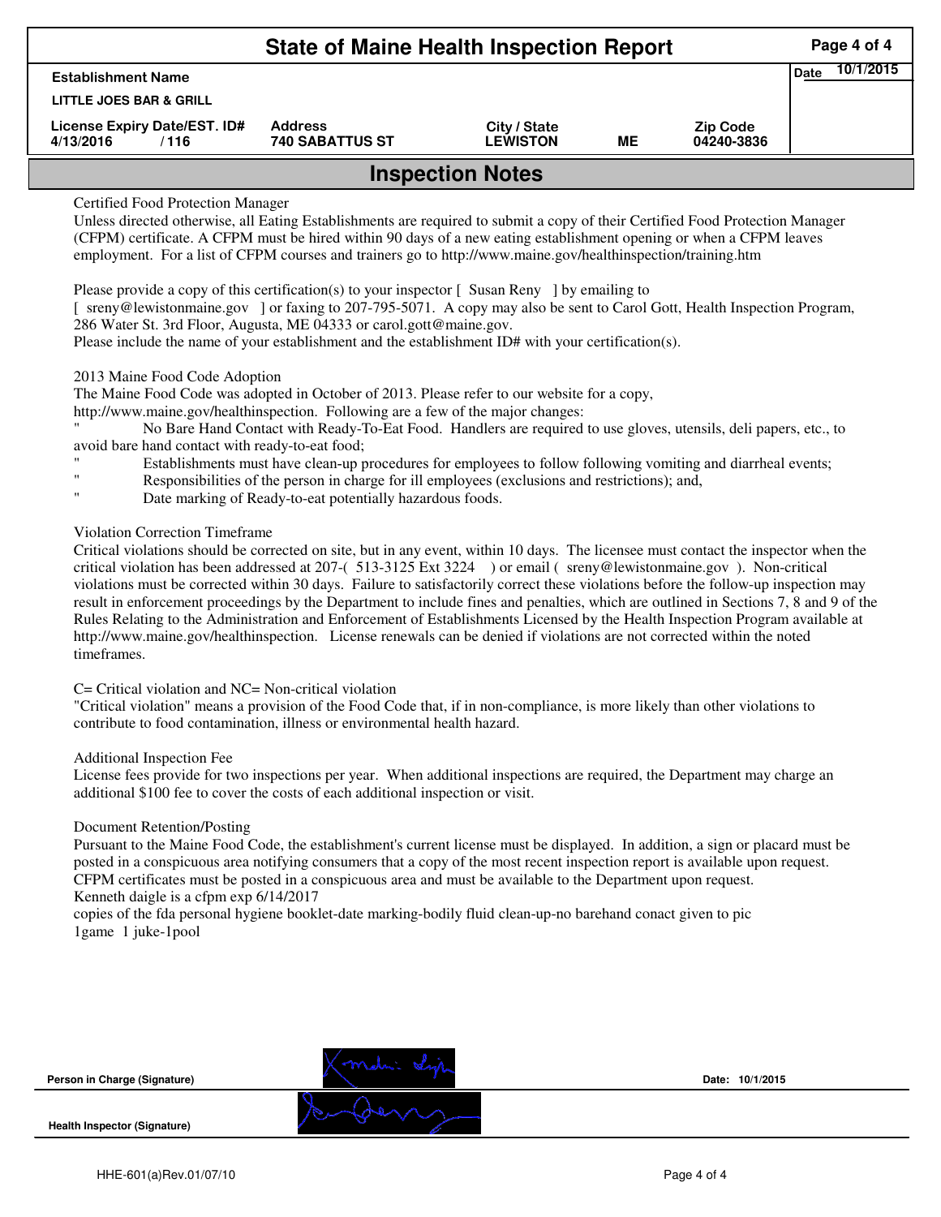# State of Maine Health Inspection Report

| Establishment Name | | | | | Date 10/1/2015 |
|---|---|---|---|---|---|
| LITTLE JOES BAR & GRILL | | | | | |
| License Expiry Date/EST. ID# | Address | City / State | | Zip Code | |
| 4/13/2016 / 116 | 740 SABATTUS ST | LEWISTON | ME | 04240-3836 | |

## Inspection Notes

Certified Food Protection Manager

Unless directed otherwise, all Eating Establishments are required to submit a copy of their Certified Food Protection Manager (CFPM) certificate. A CFPM must be hired within 90 days of a new eating establishment opening or when a CFPM leaves employment. For a list of CFPM courses and trainers go to http://www.maine.gov/healthinspection/training.htm

Please provide a copy of this certification(s) to your inspector [ Susan Reny ] by emailing to [ sreny@lewistonmaine.gov ] or faxing to 207-795-5071. A copy may also be sent to Carol Gott, Health Inspection Program, 286 Water St. 3rd Floor, Augusta, ME 04333 or carol.gott@maine.gov.

Please include the name of your establishment and the establishment ID# with your certification(s).

2013 Maine Food Code Adoption

The Maine Food Code was adopted in October of 2013. Please refer to our website for a copy, http://www.maine.gov/healthinspection. Following are a few of the major changes:

" No Bare Hand Contact with Ready-To-Eat Food. Handlers are required to use gloves, utensils, deli papers, etc., to avoid bare hand contact with ready-to-eat food;

" Establishments must have clean-up procedures for employees to follow following vomiting and diarrheal events;

" Responsibilities of the person in charge for ill employees (exclusions and restrictions); and,

" Date marking of Ready-to-eat potentially hazardous foods.

Violation Correction Timeframe

Critical violations should be corrected on site, but in any event, within 10 days. The licensee must contact the inspector when the critical violation has been addressed at 207-( 513-3125 Ext 3224 ) or email ( sreny@lewistonmaine.gov ). Non-critical violations must be corrected within 30 days. Failure to satisfactorily correct these violations before the follow-up inspection may result in enforcement proceedings by the Department to include fines and penalties, which are outlined in Sections 7, 8 and 9 of the Rules Relating to the Administration and Enforcement of Establishments Licensed by the Health Inspection Program available at http://www.maine.gov/healthinspection. License renewals can be denied if violations are not corrected within the noted timeframes.

C= Critical violation and NC= Non-critical violation

"Critical violation" means a provision of the Food Code that, if in non-compliance, is more likely than other violations to contribute to food contamination, illness or environmental health hazard.

Additional Inspection Fee

License fees provide for two inspections per year. When additional inspections are required, the Department may charge an additional $100 fee to cover the costs of each additional inspection or visit.

Document Retention/Posting

Pursuant to the Maine Food Code, the establishment's current license must be displayed. In addition, a sign or placard must be posted in a conspicuous area notifying consumers that a copy of the most recent inspection report is available upon request. CFPM certificates must be posted in a conspicuous area and must be available to the Department upon request.

Kenneth daigle is a cfpm exp 6/14/2017

copies of the fda personal hygiene booklet-date marking-bodily fluid clean-up-no barehand conact given to pic

1game 1 juke-1pool

Person in Charge (Signature) Date: 10/1/2015

Health Inspector (Signature)

HHE-601(a)Rev.01/07/10